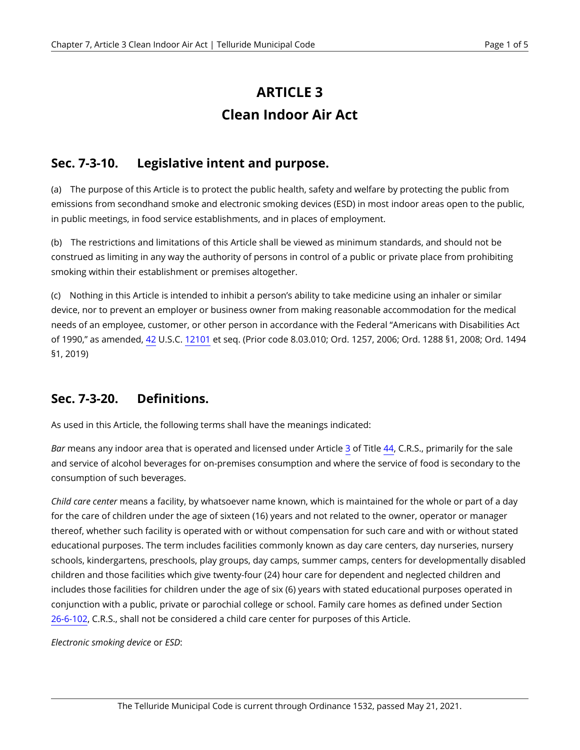# ARTICLE 3
# Clean Indoor Air Act

## Sec. 7-3-10. Legislative intent and purpose.

(a) The purpose of this Article is to protect the public health, safety and welfare by protecting the public from emissions from secondhand smoke and electronic smoking devices (ESD) in most indoor areas open to the public, in public meetings, in food service establishments, and in places of employment.

(b) The restrictions and limitations of this Article shall be viewed as minimum standards, and should not be construed as limiting in any way the authority of persons in control of a public or private place from prohibiting smoking within their establishment or premises altogether.

(c) Nothing in this Article is intended to inhibit a person's ability to take medicine using an inhaler or similar device, nor to prevent an employer or business owner from making reasonable accommodation for the medical needs of an employee, customer, or other person in accordance with the Federal "Americans with Disabilities Act of 1990," as amended, 42 U.S.C. 12101 et seq. (Prior code 8.03.010; Ord. 1257, 2006; Ord. 1288 §1, 2008; Ord. 1494 §1, 2019)

## Sec. 7-3-20. Definitions.

As used in this Article, the following terms shall have the meanings indicated:

*Bar* means any indoor area that is operated and licensed under Article 3 of Title 44, C.R.S., primarily for the sale and service of alcohol beverages for on-premises consumption and where the service of food is secondary to the consumption of such beverages.

*Child care center* means a facility, by whatsoever name known, which is maintained for the whole or part of a day for the care of children under the age of sixteen (16) years and not related to the owner, operator or manager thereof, whether such facility is operated with or without compensation for such care and with or without stated educational purposes. The term includes facilities commonly known as day care centers, day nurseries, nursery schools, kindergartens, preschools, play groups, day camps, summer camps, centers for developmentally disabled children and those facilities which give twenty-four (24) hour care for dependent and neglected children and includes those facilities for children under the age of six (6) years with stated educational purposes operated in conjunction with a public, private or parochial college or school. Family care homes as defined under Section 26-6-102, C.R.S., shall not be considered a child care center for purposes of this Article.

*Electronic smoking device* or *ESD*: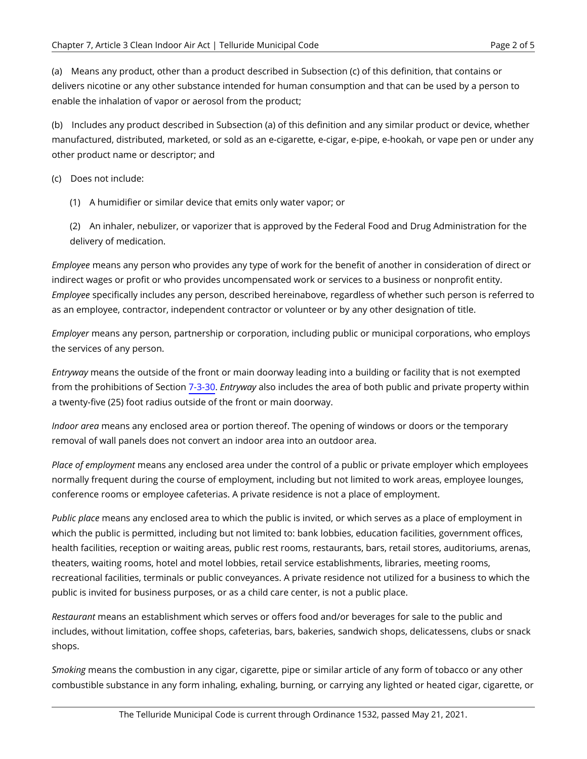(a) Means any product, other than a product described in Subsection (c) of this definition, that contains or delivers nicotine or any other substance intended for human consumption and that can be used by a person to enable the inhalation of vapor or aerosol from the product;

(b) Includes any product described in Subsection (a) of this definition and any similar product or device, whether manufactured, distributed, marketed, or sold as an e-cigarette, e-cigar, e-pipe, e-hookah, or vape pen or under any other product name or descriptor; and

(c) Does not include:

(1) A humidifier or similar device that emits only water vapor; or

(2) An inhaler, nebulizer, or vaporizer that is approved by the Federal Food and Drug Administration for the delivery of medication.

*Employee* means any person who provides any type of work for the benefit of another in consideration of direct or indirect wages or profit or who provides uncompensated work or services to a business or nonprofit entity. *Employee* specifically includes any person, described hereinabove, regardless of whether such person is referred to as an employee, contractor, independent contractor or volunteer or by any other designation of title.

*Employer* means any person, partnership or corporation, including public or municipal corporations, who employs the services of any person.

*Entryway* means the outside of the front or main doorway leading into a building or facility that is not exempted from the prohibitions of Section 7-3-30. *Entryway* also includes the area of both public and private property within a twenty-five (25) foot radius outside of the front or main doorway.

*Indoor area* means any enclosed area or portion thereof. The opening of windows or doors or the temporary removal of wall panels does not convert an indoor area into an outdoor area.

*Place of employment* means any enclosed area under the control of a public or private employer which employees normally frequent during the course of employment, including but not limited to work areas, employee lounges, conference rooms or employee cafeterias. A private residence is not a place of employment.

*Public place* means any enclosed area to which the public is invited, or which serves as a place of employment in which the public is permitted, including but not limited to: bank lobbies, education facilities, government offices, health facilities, reception or waiting areas, public rest rooms, restaurants, bars, retail stores, auditoriums, arenas, theaters, waiting rooms, hotel and motel lobbies, retail service establishments, libraries, meeting rooms, recreational facilities, terminals or public conveyances. A private residence not utilized for a business to which the public is invited for business purposes, or as a child care center, is not a public place.

*Restaurant* means an establishment which serves or offers food and/or beverages for sale to the public and includes, without limitation, coffee shops, cafeterias, bars, bakeries, sandwich shops, delicatessens, clubs or snack shops.

*Smoking* means the combustion in any cigar, cigarette, pipe or similar article of any form of tobacco or any other combustible substance in any form inhaling, exhaling, burning, or carrying any lighted or heated cigar, cigarette, or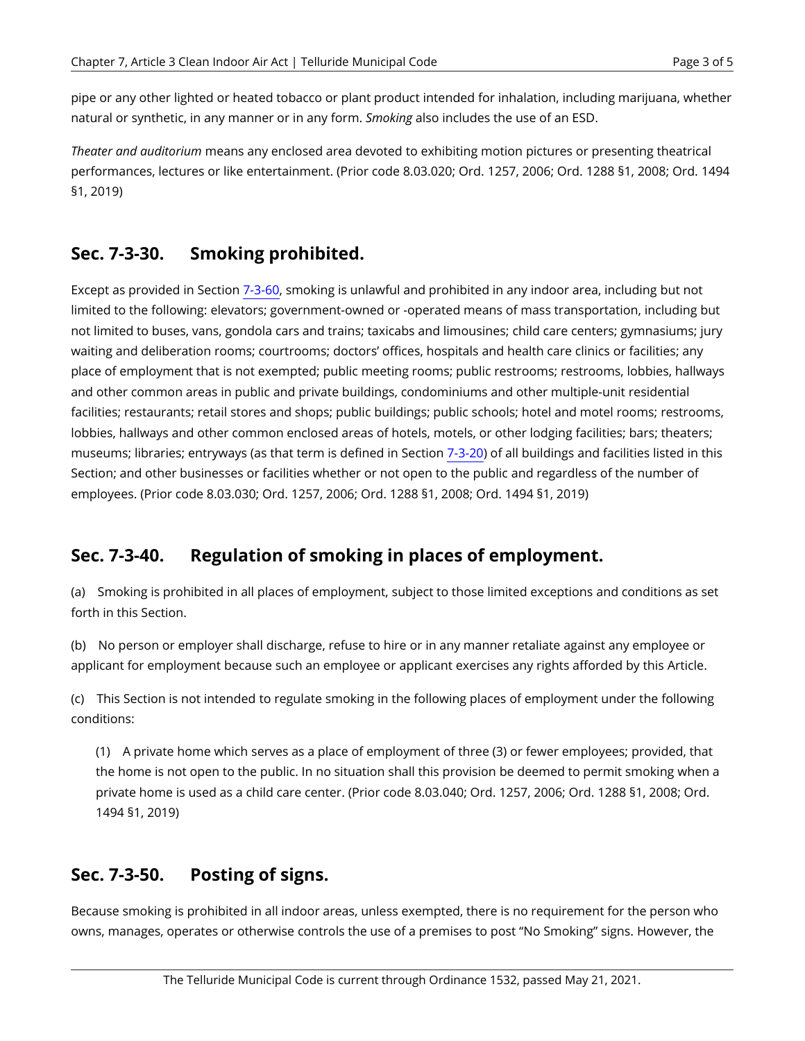pipe or any other lighted or heated tobacco or plant product intended for inhalation, including marijuana, whether natural or synthetic, in any manner or in any form. *Smoking* also includes the use of an ESD.

*Theater and auditorium* means any enclosed area devoted to exhibiting motion pictures or presenting theatrical performances, lectures or like entertainment. (Prior code 8.03.020; Ord. 1257, 2006; Ord. 1288 §1, 2008; Ord. 1494 §1, 2019)

## Sec. 7-3-30. Smoking prohibited.

Except as provided in Section 7-3-60, smoking is unlawful and prohibited in any indoor area, including but not limited to the following: elevators; government-owned or -operated means of mass transportation, including but not limited to buses, vans, gondola cars and trains; taxicabs and limousines; child care centers; gymnasiums; jury waiting and deliberation rooms; courtrooms; doctors' offices, hospitals and health care clinics or facilities; any place of employment that is not exempted; public meeting rooms; public restrooms; restrooms, lobbies, hallways and other common areas in public and private buildings, condominiums and other multiple-unit residential facilities; restaurants; retail stores and shops; public buildings; public schools; hotel and motel rooms; restrooms, lobbies, hallways and other common enclosed areas of hotels, motels, or other lodging facilities; bars; theaters; museums; libraries; entryways (as that term is defined in Section 7-3-20) of all buildings and facilities listed in this Section; and other businesses or facilities whether or not open to the public and regardless of the number of employees. (Prior code 8.03.030; Ord. 1257, 2006; Ord. 1288 §1, 2008; Ord. 1494 §1, 2019)

## Sec. 7-3-40. Regulation of smoking in places of employment.

(a) Smoking is prohibited in all places of employment, subject to those limited exceptions and conditions as set forth in this Section.

(b) No person or employer shall discharge, refuse to hire or in any manner retaliate against any employee or applicant for employment because such an employee or applicant exercises any rights afforded by this Article.

(c) This Section is not intended to regulate smoking in the following places of employment under the following conditions:

(1) A private home which serves as a place of employment of three (3) or fewer employees; provided, that the home is not open to the public. In no situation shall this provision be deemed to permit smoking when a private home is used as a child care center. (Prior code 8.03.040; Ord. 1257, 2006; Ord. 1288 §1, 2008; Ord. 1494 §1, 2019)

## Sec. 7-3-50. Posting of signs.

Because smoking is prohibited in all indoor areas, unless exempted, there is no requirement for the person who owns, manages, operates or otherwise controls the use of a premises to post "No Smoking" signs. However, the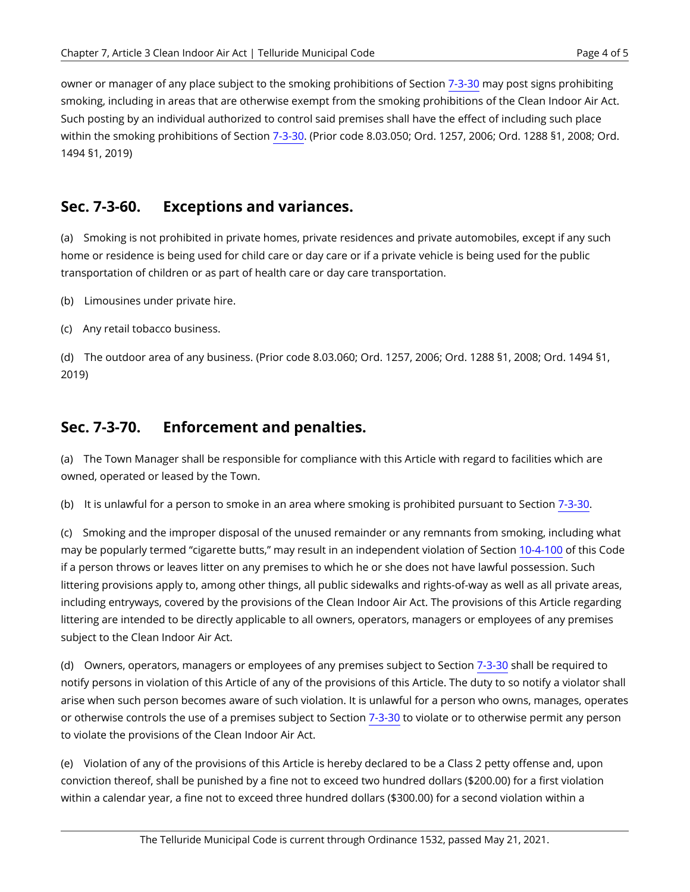owner or manager of any place subject to the smoking prohibitions of Section 7-3-30 may post signs prohibiting smoking, including in areas that are otherwise exempt from the smoking prohibitions of the Clean Indoor Air Act. Such posting by an individual authorized to control said premises shall have the effect of including such place within the smoking prohibitions of Section 7-3-30. (Prior code 8.03.050; Ord. 1257, 2006; Ord. 1288 §1, 2008; Ord. 1494 §1, 2019)

## Sec. 7-3-60. Exceptions and variances.

(a) Smoking is not prohibited in private homes, private residences and private automobiles, except if any such home or residence is being used for child care or day care or if a private vehicle is being used for the public transportation of children or as part of health care or day care transportation.

(b) Limousines under private hire.

(c) Any retail tobacco business.

(d) The outdoor area of any business. (Prior code 8.03.060; Ord. 1257, 2006; Ord. 1288 §1, 2008; Ord. 1494 §1, 2019)

## Sec. 7-3-70. Enforcement and penalties.

(a) The Town Manager shall be responsible for compliance with this Article with regard to facilities which are owned, operated or leased by the Town.

(b) It is unlawful for a person to smoke in an area where smoking is prohibited pursuant to Section 7-3-30.

(c) Smoking and the improper disposal of the unused remainder or any remnants from smoking, including what may be popularly termed "cigarette butts," may result in an independent violation of Section 10-4-100 of this Code if a person throws or leaves litter on any premises to which he or she does not have lawful possession. Such littering provisions apply to, among other things, all public sidewalks and rights-of-way as well as all private areas, including entryways, covered by the provisions of the Clean Indoor Air Act. The provisions of this Article regarding littering are intended to be directly applicable to all owners, operators, managers or employees of any premises subject to the Clean Indoor Air Act.

(d) Owners, operators, managers or employees of any premises subject to Section 7-3-30 shall be required to notify persons in violation of this Article of any of the provisions of this Article. The duty to so notify a violator shall arise when such person becomes aware of such violation. It is unlawful for a person who owns, manages, operates or otherwise controls the use of a premises subject to Section 7-3-30 to violate or to otherwise permit any person to violate the provisions of the Clean Indoor Air Act.

(e) Violation of any of the provisions of this Article is hereby declared to be a Class 2 petty offense and, upon conviction thereof, shall be punished by a fine not to exceed two hundred dollars ($200.00) for a first violation within a calendar year, a fine not to exceed three hundred dollars ($300.00) for a second violation within a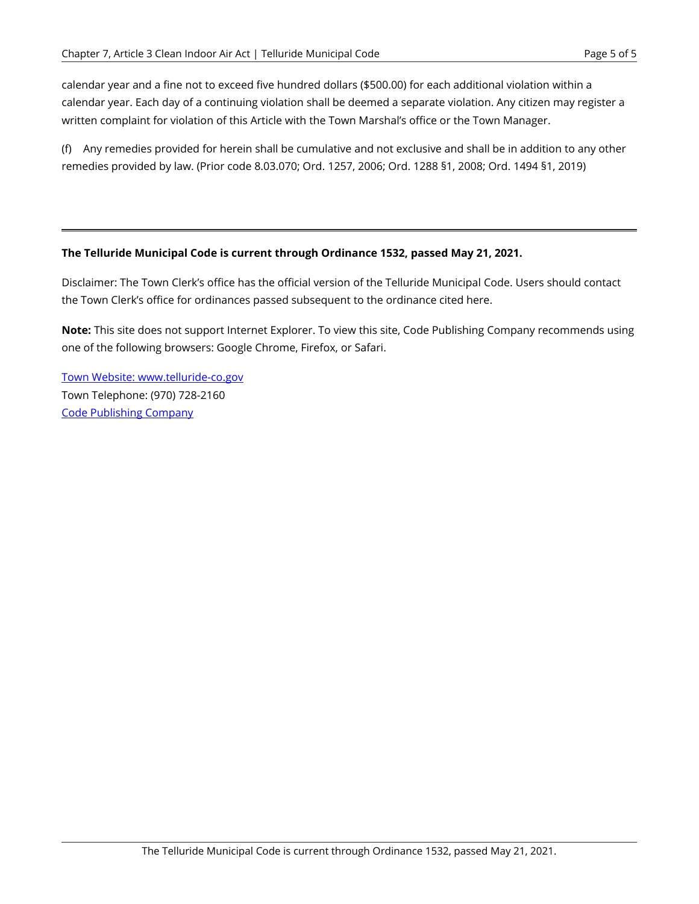calendar year and a fine not to exceed five hundred dollars ($500.00) for each additional violation within a calendar year. Each day of a continuing violation shall be deemed a separate violation. Any citizen may register a written complaint for violation of this Article with the Town Marshal's office or the Town Manager.

(f) Any remedies provided for herein shall be cumulative and not exclusive and shall be in addition to any other remedies provided by law. (Prior code 8.03.070; Ord. 1257, 2006; Ord. 1288 §1, 2008; Ord. 1494 §1, 2019)

---

**The Telluride Municipal Code is current through Ordinance 1532, passed May 21, 2021.**

Disclaimer: The Town Clerk's office has the official version of the Telluride Municipal Code. Users should contact the Town Clerk's office for ordinances passed subsequent to the ordinance cited here.

**Note:** This site does not support Internet Explorer. To view this site, Code Publishing Company recommends using one of the following browsers: Google Chrome, Firefox, or Safari.

Town Website: www.telluride-co.gov
Town Telephone: (970) 728-2160
Code Publishing Company